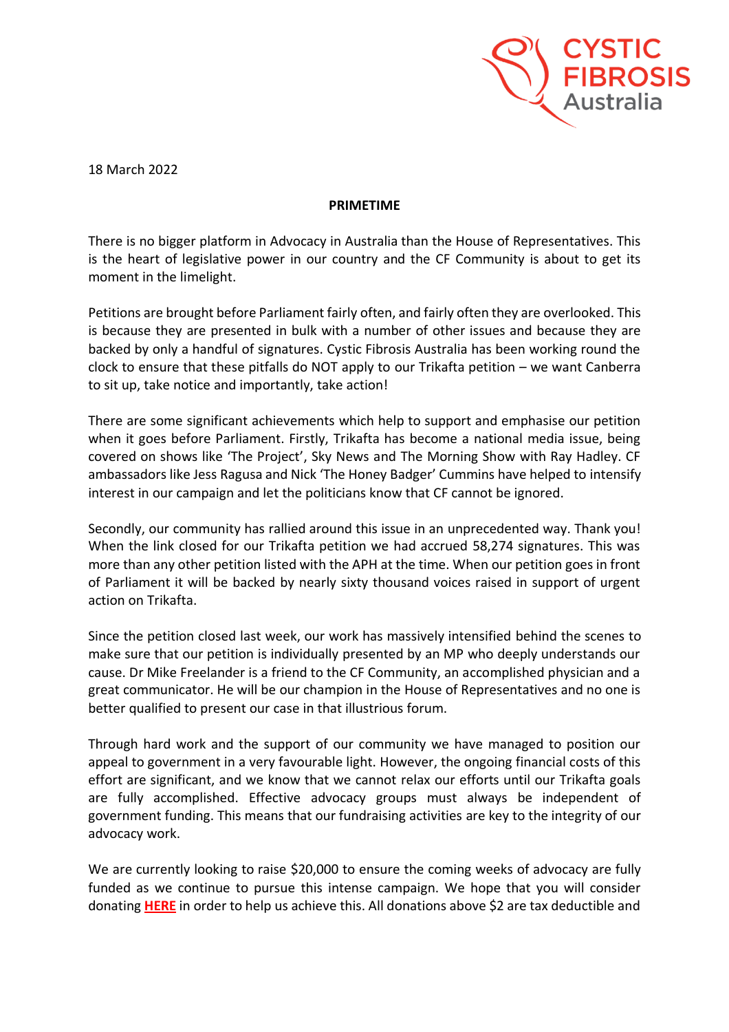CYSTIC FIBROSIS Australia

18 March 2022

**PRIMETIME**

There is no bigger platform in Advocacy in Australia than the House of Representatives. This is the heart of legislative power in our country and the CF Community is about to get its moment in the limelight.

Petitions are brought before Parliament fairly often, and fairly often they are overlooked. This is because they are presented in bulk with a number of other issues and because they are backed by only a handful of signatures. Cystic Fibrosis Australia has been working round the clock to ensure that these pitfalls do NOT apply to our Trikafta petition – we want Canberra to sit up, take notice and importantly, take action!

There are some significant achievements which help to support and emphasise our petition when it goes before Parliament. Firstly, Trikafta has become a national media issue, being covered on shows like 'The Project', Sky News and The Morning Show with Ray Hadley. CF ambassadors like Jess Ragusa and Nick 'The Honey Badger' Cummins have helped to intensify interest in our campaign and let the politicians know that CF cannot be ignored.

Secondly, our community has rallied around this issue in an unprecedented way. Thank you! When the link closed for our Trikafta petition we had accrued 58,274 signatures. This was more than any other petition listed with the APH at the time. When our petition goes in front of Parliament it will be backed by nearly sixty thousand voices raised in support of urgent action on Trikafta.

Since the petition closed last week, our work has massively intensified behind the scenes to make sure that our petition is individually presented by an MP who deeply understands our cause. Dr Mike Freelander is a friend to the CF Community, an accomplished physician and a great communicator. He will be our champion in the House of Representatives and no one is better qualified to present our case in that illustrious forum.

Through hard work and the support of our community we have managed to position our appeal to government in a very favourable light. However, the ongoing financial costs of this effort are significant, and we know that we cannot relax our efforts until our Trikafta goals are fully accomplished. Effective advocacy groups must always be independent of government funding. This means that our fundraising activities are key to the integrity of our advocacy work.

We are currently looking to raise $20,000 to ensure the coming weeks of advocacy are fully funded as we continue to pursue this intense campaign. We hope that you will consider donating **HERE** in order to help us achieve this. All donations above $2 are tax deductible and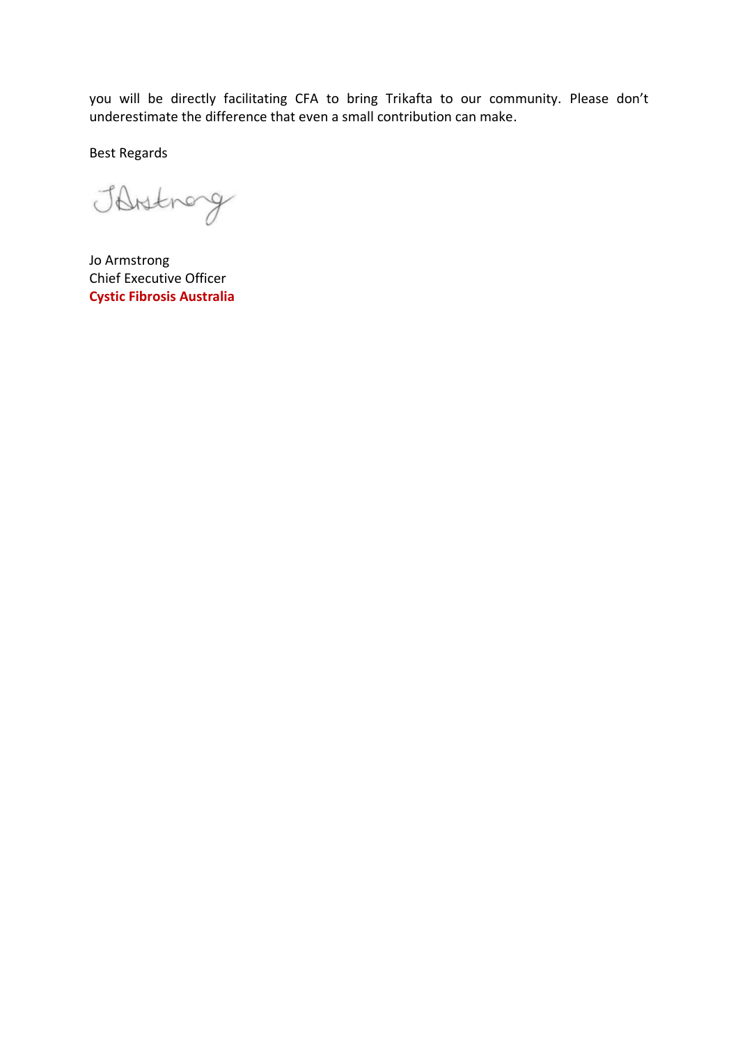you will be directly facilitating CFA to bring Trikafta to our community. Please don't underestimate the difference that even a small contribution can make.

Best Regards

Jo Armstrong
Chief Executive Officer
**Cystic Fibrosis Australia**